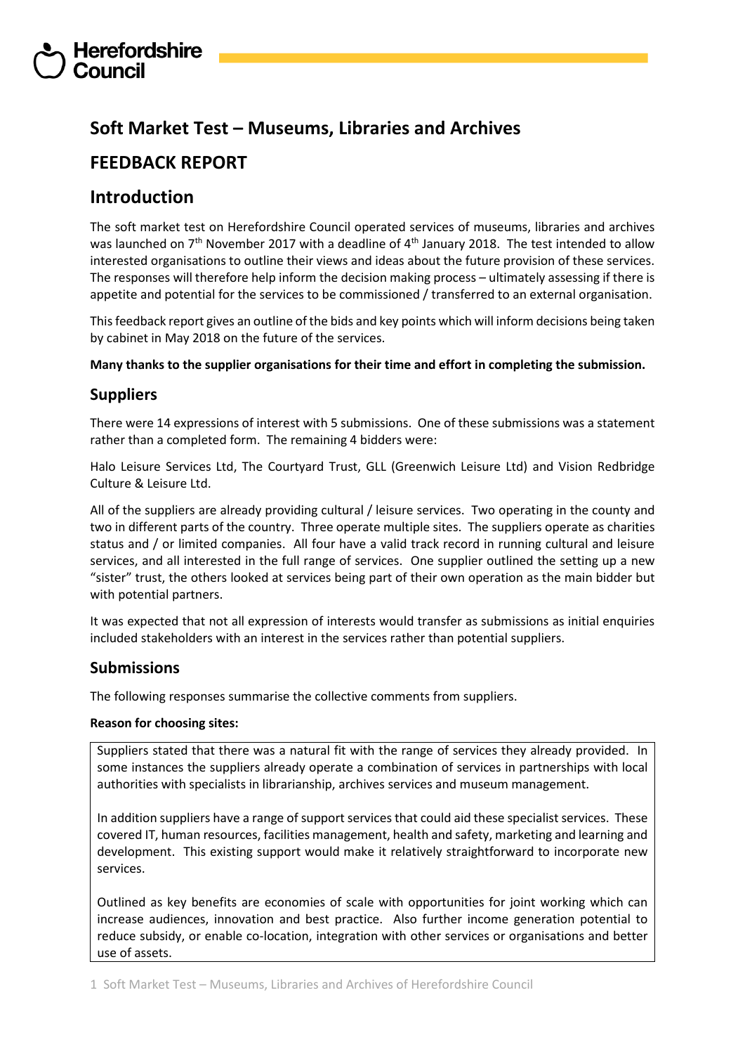# Soft Market Test – Museums, Libraries and Archives

# FEEDBACK REPORT

## Introduction

The soft market test on Herefordshire Council operated services of museums, libraries and archives was launched on 7th November 2017 with a deadline of 4th January 2018. The test intended to allow interested organisations to outline their views and ideas about the future provision of these services. The responses will therefore help inform the decision making process – ultimately assessing if there is appetite and potential for the services to be commissioned / transferred to an external organisation.

This feedback report gives an outline of the bids and key points which will inform decisions being taken by cabinet in May 2018 on the future of the services.

**Many thanks to the supplier organisations for their time and effort in completing the submission.**

## Suppliers

There were 14 expressions of interest with 5 submissions. One of these submissions was a statement rather than a completed form. The remaining 4 bidders were:

Halo Leisure Services Ltd, The Courtyard Trust, GLL (Greenwich Leisure Ltd) and Vision Redbridge Culture & Leisure Ltd.

All of the suppliers are already providing cultural / leisure services. Two operating in the county and two in different parts of the country. Three operate multiple sites. The suppliers operate as charities status and / or limited companies. All four have a valid track record in running cultural and leisure services, and all interested in the full range of services. One supplier outlined the setting up a new "sister" trust, the others looked at services being part of their own operation as the main bidder but with potential partners.

It was expected that not all expression of interests would transfer as submissions as initial enquiries included stakeholders with an interest in the services rather than potential suppliers.

## Submissions

The following responses summarise the collective comments from suppliers.

**Reason for choosing sites:**

Suppliers stated that there was a natural fit with the range of services they already provided. In some instances the suppliers already operate a combination of services in partnerships with local authorities with specialists in librarianship, archives services and museum management.

In addition suppliers have a range of support services that could aid these specialist services. These covered IT, human resources, facilities management, health and safety, marketing and learning and development. This existing support would make it relatively straightforward to incorporate new services.

Outlined as key benefits are economies of scale with opportunities for joint working which can increase audiences, innovation and best practice. Also further income generation potential to reduce subsidy, or enable co-location, integration with other services or organisations and better use of assets.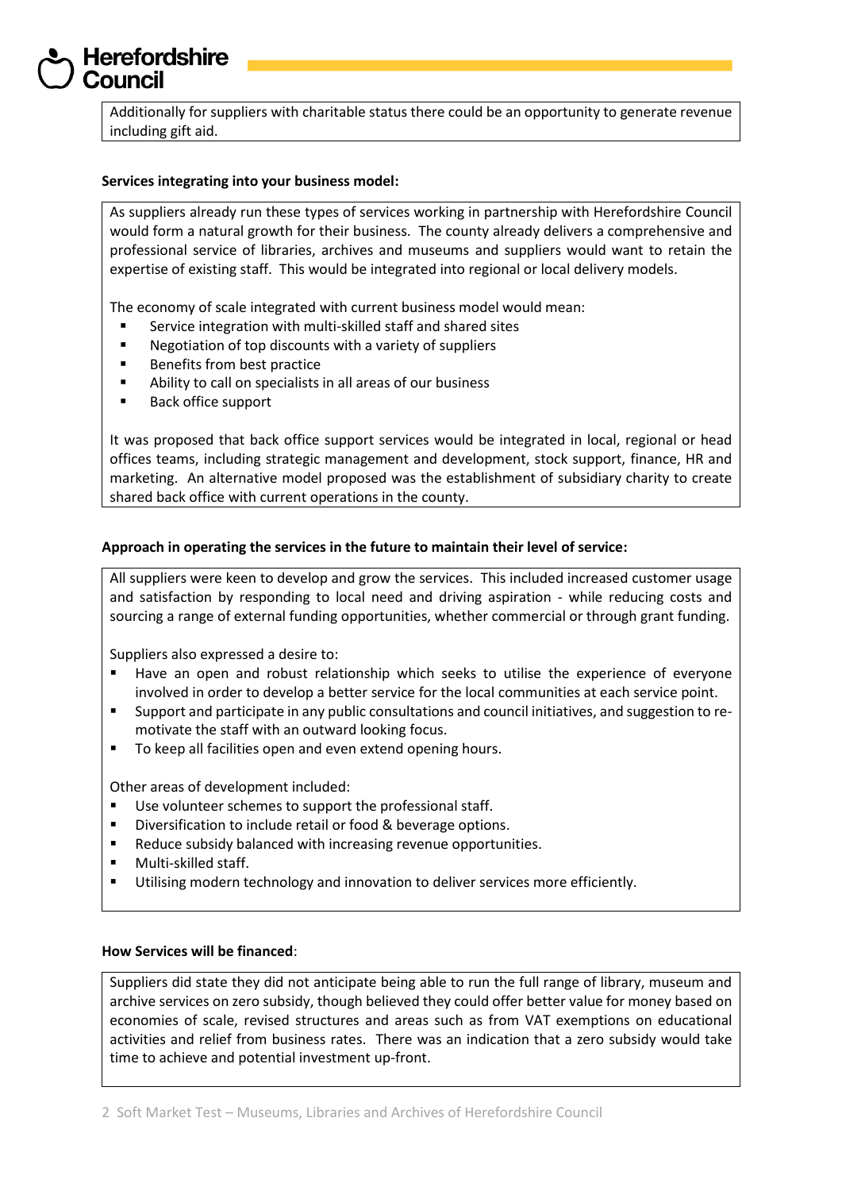Additionally for suppliers with charitable status there could be an opportunity to generate revenue including gift aid.

**Services integrating into your business model:**

As suppliers already run these types of services working in partnership with Herefordshire Council would form a natural growth for their business. The county already delivers a comprehensive and professional service of libraries, archives and museums and suppliers would want to retain the expertise of existing staff. This would be integrated into regional or local delivery models.

The economy of scale integrated with current business model would mean:

- Service integration with multi-skilled staff and shared sites
- Negotiation of top discounts with a variety of suppliers
- Benefits from best practice
- Ability to call on specialists in all areas of our business
- Back office support

It was proposed that back office support services would be integrated in local, regional or head offices teams, including strategic management and development, stock support, finance, HR and marketing. An alternative model proposed was the establishment of subsidiary charity to create shared back office with current operations in the county.

**Approach in operating the services in the future to maintain their level of service:**

All suppliers were keen to develop and grow the services. This included increased customer usage and satisfaction by responding to local need and driving aspiration - while reducing costs and sourcing a range of external funding opportunities, whether commercial or through grant funding.

Suppliers also expressed a desire to:

- Have an open and robust relationship which seeks to utilise the experience of everyone involved in order to develop a better service for the local communities at each service point.
- Support and participate in any public consultations and council initiatives, and suggestion to re-motivate the staff with an outward looking focus.
- To keep all facilities open and even extend opening hours.

Other areas of development included:

- Use volunteer schemes to support the professional staff.
- Diversification to include retail or food & beverage options.
- Reduce subsidy balanced with increasing revenue opportunities.
- Multi-skilled staff.
- Utilising modern technology and innovation to deliver services more efficiently.

**How Services will be financed**:

Suppliers did state they did not anticipate being able to run the full range of library, museum and archive services on zero subsidy, though believed they could offer better value for money based on economies of scale, revised structures and areas such as from VAT exemptions on educational activities and relief from business rates. There was an indication that a zero subsidy would take time to achieve and potential investment up-front.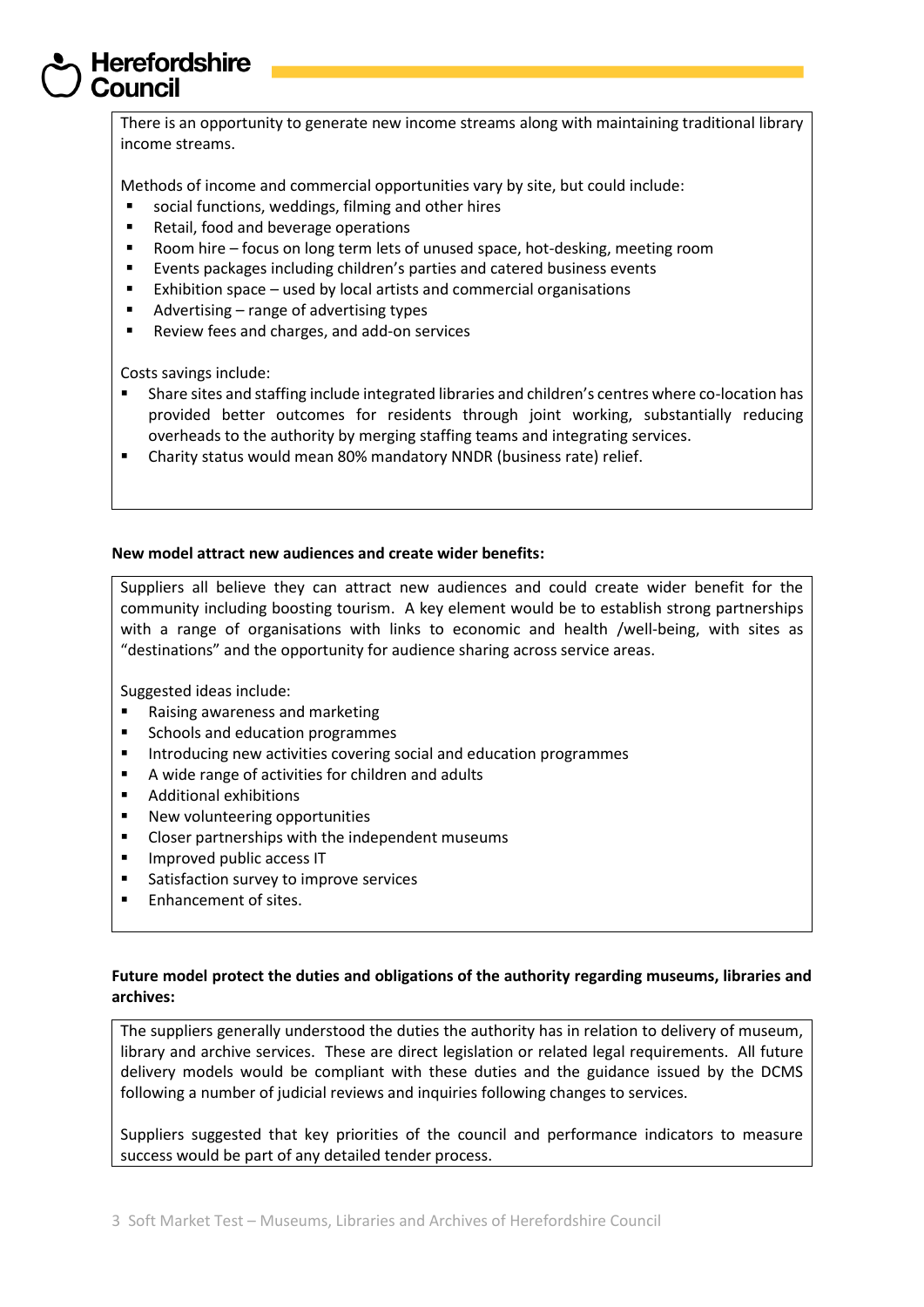There is an opportunity to generate new income streams along with maintaining traditional library income streams.

Methods of income and commercial opportunities vary by site, but could include:

- social functions, weddings, filming and other hires
- Retail, food and beverage operations
- Room hire – focus on long term lets of unused space, hot-desking, meeting room
- Events packages including children's parties and catered business events
- Exhibition space – used by local artists and commercial organisations
- Advertising – range of advertising types
- Review fees and charges, and add-on services

Costs savings include:

- Share sites and staffing include integrated libraries and children's centres where co-location has provided better outcomes for residents through joint working, substantially reducing overheads to the authority by merging staffing teams and integrating services.
- Charity status would mean 80% mandatory NNDR (business rate) relief.

**New model attract new audiences and create wider benefits:**

Suppliers all believe they can attract new audiences and could create wider benefit for the community including boosting tourism. A key element would be to establish strong partnerships with a range of organisations with links to economic and health /well-being, with sites as "destinations" and the opportunity for audience sharing across service areas.

Suggested ideas include:

- Raising awareness and marketing
- Schools and education programmes
- Introducing new activities covering social and education programmes
- A wide range of activities for children and adults
- Additional exhibitions
- New volunteering opportunities
- Closer partnerships with the independent museums
- Improved public access IT
- Satisfaction survey to improve services
- Enhancement of sites.

**Future model protect the duties and obligations of the authority regarding museums, libraries and archives:**

The suppliers generally understood the duties the authority has in relation to delivery of museum, library and archive services. These are direct legislation or related legal requirements. All future delivery models would be compliant with these duties and the guidance issued by the DCMS following a number of judicial reviews and inquiries following changes to services.

Suppliers suggested that key priorities of the council and performance indicators to measure success would be part of any detailed tender process.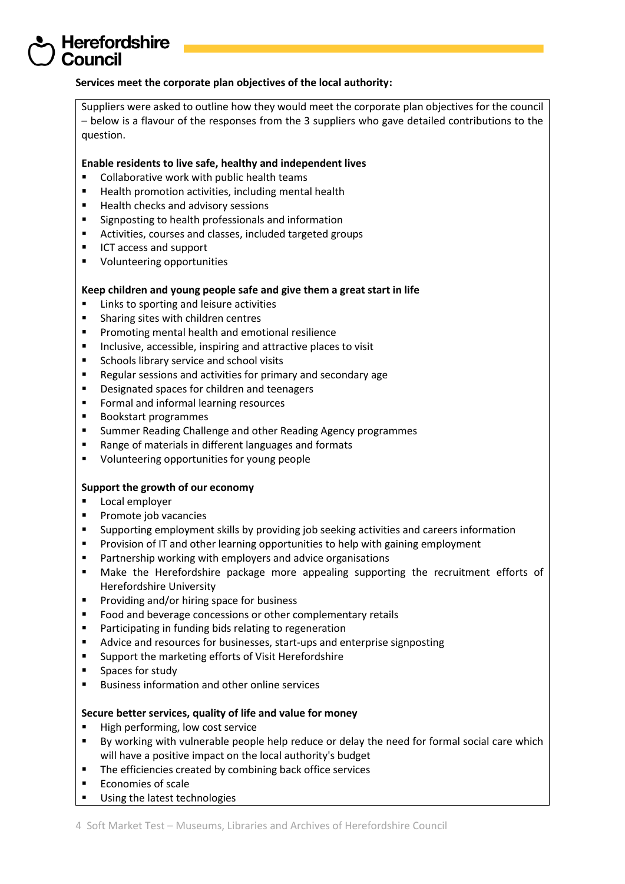**Services meet the corporate plan objectives of the local authority:**

Suppliers were asked to outline how they would meet the corporate plan objectives for the council – below is a flavour of the responses from the 3 suppliers who gave detailed contributions to the question.

**Enable residents to live safe, healthy and independent lives**

- Collaborative work with public health teams
- Health promotion activities, including mental health
- Health checks and advisory sessions
- Signposting to health professionals and information
- Activities, courses and classes, included targeted groups
- ICT access and support
- Volunteering opportunities

**Keep children and young people safe and give them a great start in life**

- Links to sporting and leisure activities
- Sharing sites with children centres
- Promoting mental health and emotional resilience
- Inclusive, accessible, inspiring and attractive places to visit
- Schools library service and school visits
- Regular sessions and activities for primary and secondary age
- Designated spaces for children and teenagers
- Formal and informal learning resources
- Bookstart programmes
- Summer Reading Challenge and other Reading Agency programmes
- Range of materials in different languages and formats
- Volunteering opportunities for young people

**Support the growth of our economy**

- Local employer
- Promote job vacancies
- Supporting employment skills by providing job seeking activities and careers information
- Provision of IT and other learning opportunities to help with gaining employment
- Partnership working with employers and advice organisations
- Make the Herefordshire package more appealing supporting the recruitment efforts of Herefordshire University
- Providing and/or hiring space for business
- Food and beverage concessions or other complementary retails
- Participating in funding bids relating to regeneration
- Advice and resources for businesses, start-ups and enterprise signposting
- Support the marketing efforts of Visit Herefordshire
- Spaces for study
- Business information and other online services

**Secure better services, quality of life and value for money**

- High performing, low cost service
- By working with vulnerable people help reduce or delay the need for formal social care which will have a positive impact on the local authority's budget
- The efficiencies created by combining back office services
- Economies of scale
- Using the latest technologies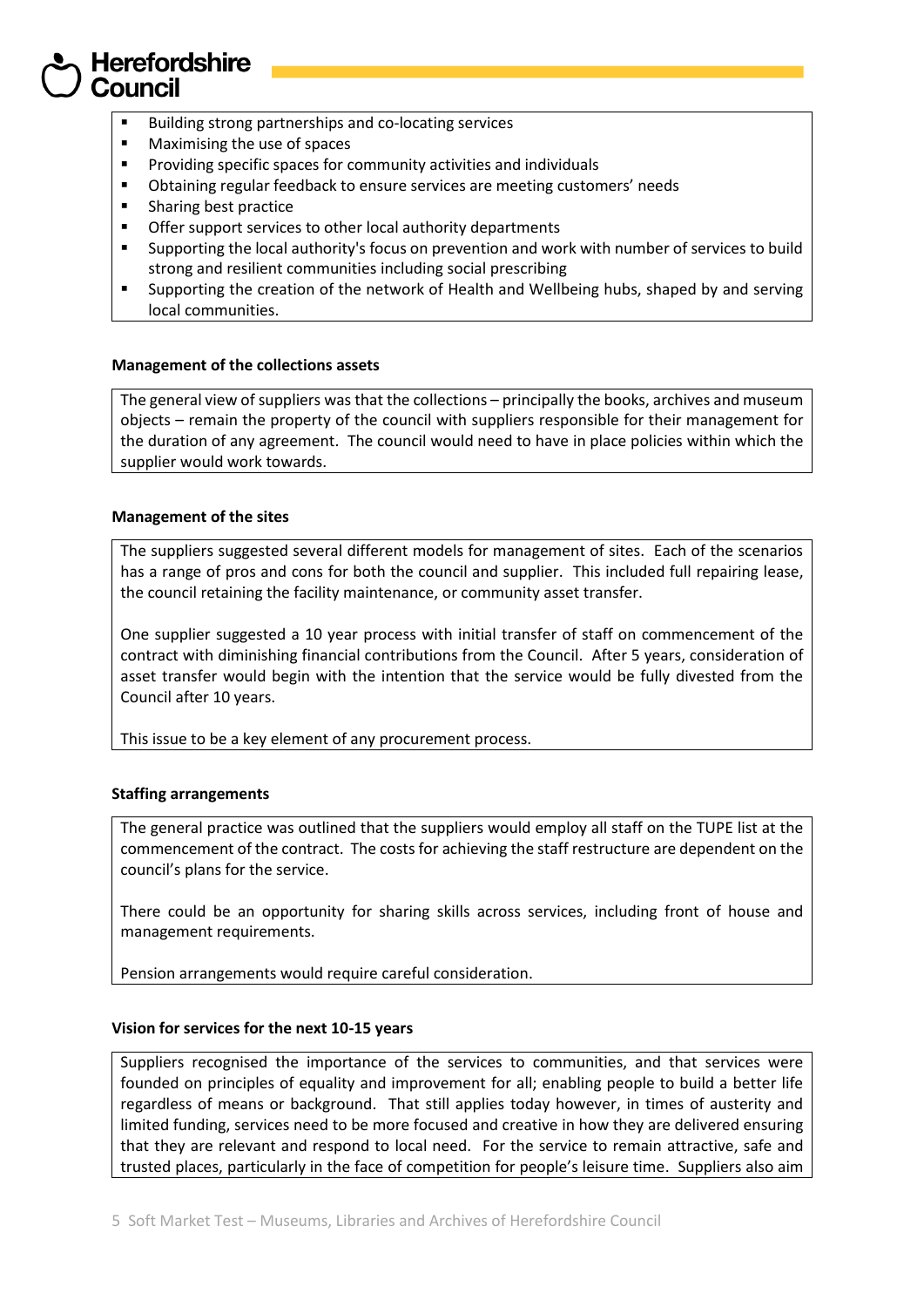- Building strong partnerships and co-locating services
- Maximising the use of spaces
- Providing specific spaces for community activities and individuals
- Obtaining regular feedback to ensure services are meeting customers' needs
- Sharing best practice
- Offer support services to other local authority departments
- Supporting the local authority's focus on prevention and work with number of services to build strong and resilient communities including social prescribing
- Supporting the creation of the network of Health and Wellbeing hubs, shaped by and serving local communities.

**Management of the collections assets**

The general view of suppliers was that the collections – principally the books, archives and museum objects – remain the property of the council with suppliers responsible for their management for the duration of any agreement. The council would need to have in place policies within which the supplier would work towards.

**Management of the sites**

The suppliers suggested several different models for management of sites. Each of the scenarios has a range of pros and cons for both the council and supplier. This included full repairing lease, the council retaining the facility maintenance, or community asset transfer.

One supplier suggested a 10 year process with initial transfer of staff on commencement of the contract with diminishing financial contributions from the Council. After 5 years, consideration of asset transfer would begin with the intention that the service would be fully divested from the Council after 10 years.

This issue to be a key element of any procurement process.

**Staffing arrangements**

The general practice was outlined that the suppliers would employ all staff on the TUPE list at the commencement of the contract. The costs for achieving the staff restructure are dependent on the council's plans for the service.

There could be an opportunity for sharing skills across services, including front of house and management requirements.

Pension arrangements would require careful consideration.

**Vision for services for the next 10-15 years**

Suppliers recognised the importance of the services to communities, and that services were founded on principles of equality and improvement for all; enabling people to build a better life regardless of means or background. That still applies today however, in times of austerity and limited funding, services need to be more focused and creative in how they are delivered ensuring that they are relevant and respond to local need. For the service to remain attractive, safe and trusted places, particularly in the face of competition for people's leisure time. Suppliers also aim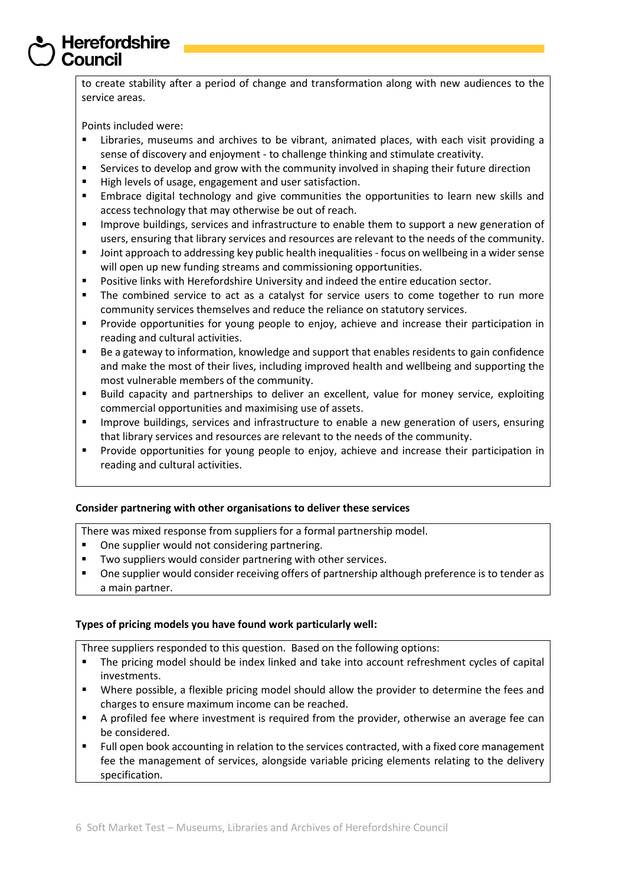to create stability after a period of change and transformation along with new audiences to the service areas.

Points included were:

- Libraries, museums and archives to be vibrant, animated places, with each visit providing a sense of discovery and enjoyment - to challenge thinking and stimulate creativity.
- Services to develop and grow with the community involved in shaping their future direction
- High levels of usage, engagement and user satisfaction.
- Embrace digital technology and give communities the opportunities to learn new skills and access technology that may otherwise be out of reach.
- Improve buildings, services and infrastructure to enable them to support a new generation of users, ensuring that library services and resources are relevant to the needs of the community.
- Joint approach to addressing key public health inequalities - focus on wellbeing in a wider sense will open up new funding streams and commissioning opportunities.
- Positive links with Herefordshire University and indeed the entire education sector.
- The combined service to act as a catalyst for service users to come together to run more community services themselves and reduce the reliance on statutory services.
- Provide opportunities for young people to enjoy, achieve and increase their participation in reading and cultural activities.
- Be a gateway to information, knowledge and support that enables residents to gain confidence and make the most of their lives, including improved health and wellbeing and supporting the most vulnerable members of the community.
- Build capacity and partnerships to deliver an excellent, value for money service, exploiting commercial opportunities and maximising use of assets.
- Improve buildings, services and infrastructure to enable a new generation of users, ensuring that library services and resources are relevant to the needs of the community.
- Provide opportunities for young people to enjoy, achieve and increase their participation in reading and cultural activities.

**Consider partnering with other organisations to deliver these services**

There was mixed response from suppliers for a formal partnership model.

- One supplier would not considering partnering.
- Two suppliers would consider partnering with other services.
- One supplier would consider receiving offers of partnership although preference is to tender as a main partner.

**Types of pricing models you have found work particularly well:**

Three suppliers responded to this question. Based on the following options:

- The pricing model should be index linked and take into account refreshment cycles of capital investments.
- Where possible, a flexible pricing model should allow the provider to determine the fees and charges to ensure maximum income can be reached.
- A profiled fee where investment is required from the provider, otherwise an average fee can be considered.
- Full open book accounting in relation to the services contracted, with a fixed core management fee the management of services, alongside variable pricing elements relating to the delivery specification.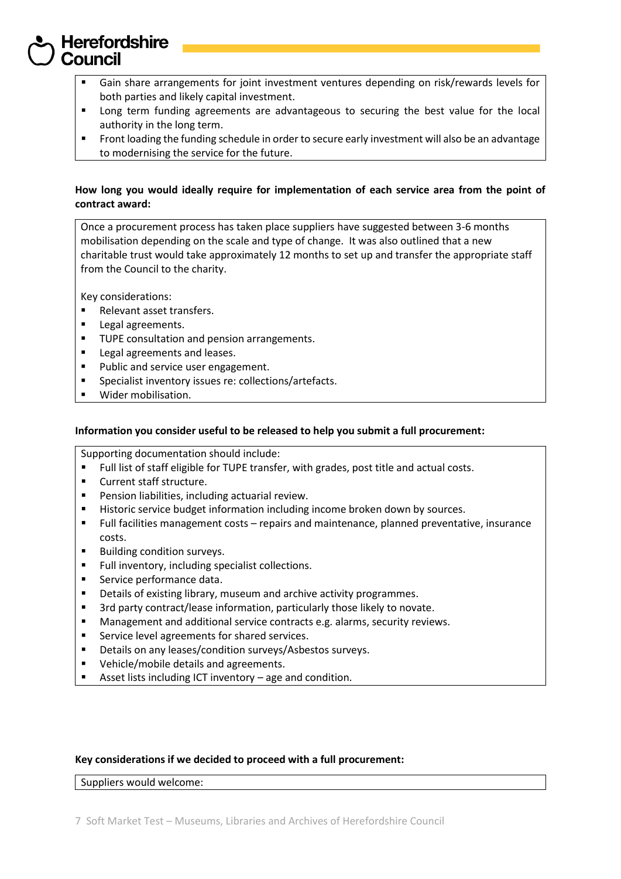- Gain share arrangements for joint investment ventures depending on risk/rewards levels for both parties and likely capital investment.
- Long term funding agreements are advantageous to securing the best value for the local authority in the long term.
- Front loading the funding schedule in order to secure early investment will also be an advantage to modernising the service for the future.

**How long you would ideally require for implementation of each service area from the point of contract award:**

Once a procurement process has taken place suppliers have suggested between 3-6 months mobilisation depending on the scale and type of change. It was also outlined that a new charitable trust would take approximately 12 months to set up and transfer the appropriate staff from the Council to the charity.

Key considerations:

- Relevant asset transfers.
- Legal agreements.
- TUPE consultation and pension arrangements.
- Legal agreements and leases.
- Public and service user engagement.
- Specialist inventory issues re: collections/artefacts.
- Wider mobilisation.

**Information you consider useful to be released to help you submit a full procurement:**

Supporting documentation should include:

- Full list of staff eligible for TUPE transfer, with grades, post title and actual costs.
- Current staff structure.
- Pension liabilities, including actuarial review.
- Historic service budget information including income broken down by sources.
- Full facilities management costs – repairs and maintenance, planned preventative, insurance costs.
- Building condition surveys.
- Full inventory, including specialist collections.
- Service performance data.
- Details of existing library, museum and archive activity programmes.
- 3rd party contract/lease information, particularly those likely to novate.
- Management and additional service contracts e.g. alarms, security reviews.
- Service level agreements for shared services.
- Details on any leases/condition surveys/Asbestos surveys.
- Vehicle/mobile details and agreements.
- Asset lists including ICT inventory – age and condition.

**Key considerations if we decided to proceed with a full procurement:**

Suppliers would welcome: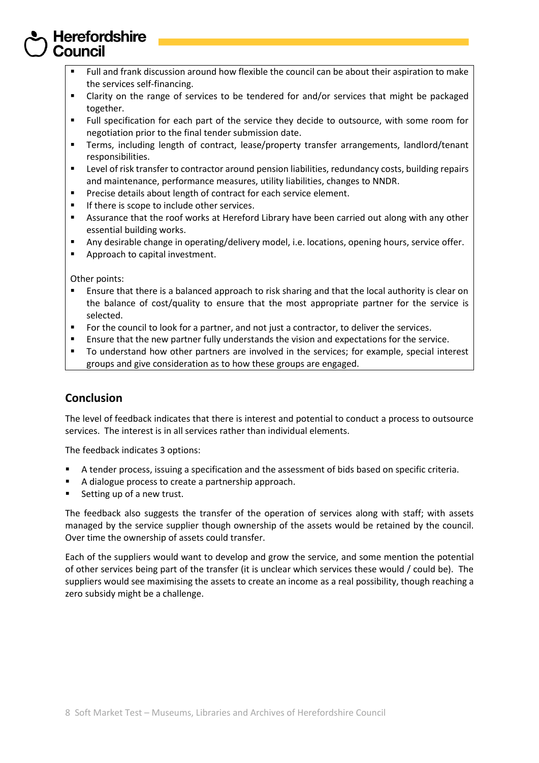- Full and frank discussion around how flexible the council can be about their aspiration to make the services self-financing.
- Clarity on the range of services to be tendered for and/or services that might be packaged together.
- Full specification for each part of the service they decide to outsource, with some room for negotiation prior to the final tender submission date.
- Terms, including length of contract, lease/property transfer arrangements, landlord/tenant responsibilities.
- Level of risk transfer to contractor around pension liabilities, redundancy costs, building repairs and maintenance, performance measures, utility liabilities, changes to NNDR.
- Precise details about length of contract for each service element.
- If there is scope to include other services.
- Assurance that the roof works at Hereford Library have been carried out along with any other essential building works.
- Any desirable change in operating/delivery model, i.e. locations, opening hours, service offer.
- Approach to capital investment.

Other points:

- Ensure that there is a balanced approach to risk sharing and that the local authority is clear on the balance of cost/quality to ensure that the most appropriate partner for the service is selected.
- For the council to look for a partner, and not just a contractor, to deliver the services.
- Ensure that the new partner fully understands the vision and expectations for the service.
- To understand how other partners are involved in the services; for example, special interest groups and give consideration as to how these groups are engaged.

## Conclusion

The level of feedback indicates that there is interest and potential to conduct a process to outsource services. The interest is in all services rather than individual elements.

The feedback indicates 3 options:

- A tender process, issuing a specification and the assessment of bids based on specific criteria.
- A dialogue process to create a partnership approach.
- Setting up of a new trust.

The feedback also suggests the transfer of the operation of services along with staff; with assets managed by the service supplier though ownership of the assets would be retained by the council. Over time the ownership of assets could transfer.

Each of the suppliers would want to develop and grow the service, and some mention the potential of other services being part of the transfer (it is unclear which services these would / could be). The suppliers would see maximising the assets to create an income as a real possibility, though reaching a zero subsidy might be a challenge.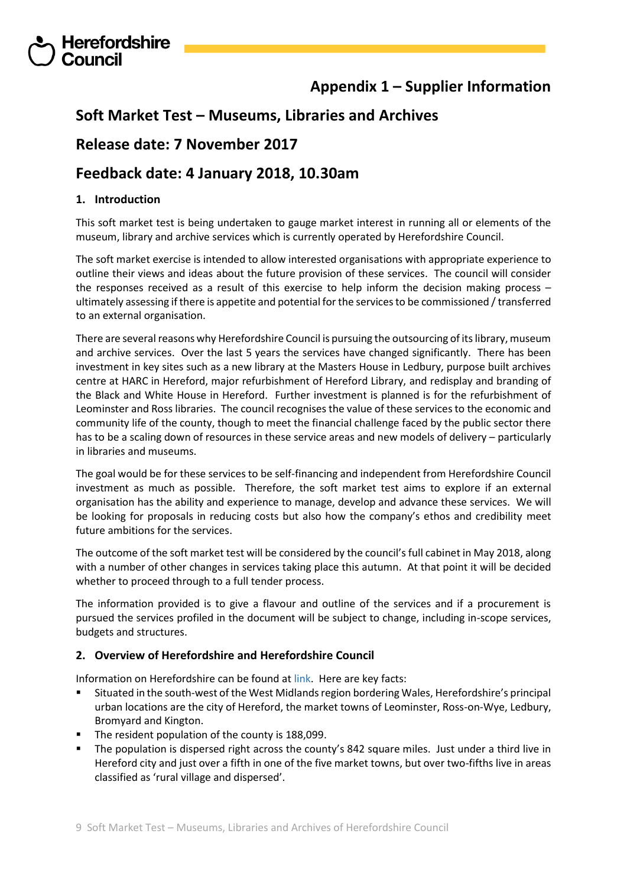# Appendix 1 – Supplier Information

## Soft Market Test – Museums, Libraries and Archives

## Release date: 7 November 2017

## Feedback date: 4 January 2018, 10.30am

### 1. Introduction

This soft market test is being undertaken to gauge market interest in running all or elements of the museum, library and archive services which is currently operated by Herefordshire Council.

The soft market exercise is intended to allow interested organisations with appropriate experience to outline their views and ideas about the future provision of these services. The council will consider the responses received as a result of this exercise to help inform the decision making process – ultimately assessing if there is appetite and potential for the services to be commissioned / transferred to an external organisation.

There are several reasons why Herefordshire Council is pursuing the outsourcing of its library, museum and archive services. Over the last 5 years the services have changed significantly. There has been investment in key sites such as a new library at the Masters House in Ledbury, purpose built archives centre at HARC in Hereford, major refurbishment of Hereford Library, and redisplay and branding of the Black and White House in Hereford. Further investment is planned is for the refurbishment of Leominster and Ross libraries. The council recognises the value of these services to the economic and community life of the county, though to meet the financial challenge faced by the public sector there has to be a scaling down of resources in these service areas and new models of delivery – particularly in libraries and museums.

The goal would be for these services to be self-financing and independent from Herefordshire Council investment as much as possible. Therefore, the soft market test aims to explore if an external organisation has the ability and experience to manage, develop and advance these services. We will be looking for proposals in reducing costs but also how the company's ethos and credibility meet future ambitions for the services.

The outcome of the soft market test will be considered by the council's full cabinet in May 2018, along with a number of other changes in services taking place this autumn. At that point it will be decided whether to proceed through to a full tender process.

The information provided is to give a flavour and outline of the services and if a procurement is pursued the services profiled in the document will be subject to change, including in-scope services, budgets and structures.

### 2. Overview of Herefordshire and Herefordshire Council

Information on Herefordshire can be found at link. Here are key facts:

- Situated in the south-west of the West Midlands region bordering Wales, Herefordshire's principal urban locations are the city of Hereford, the market towns of Leominster, Ross-on-Wye, Ledbury, Bromyard and Kington.
- The resident population of the county is 188,099.
- The population is dispersed right across the county's 842 square miles. Just under a third live in Hereford city and just over a fifth in one of the five market towns, but over two-fifths live in areas classified as 'rural village and dispersed'.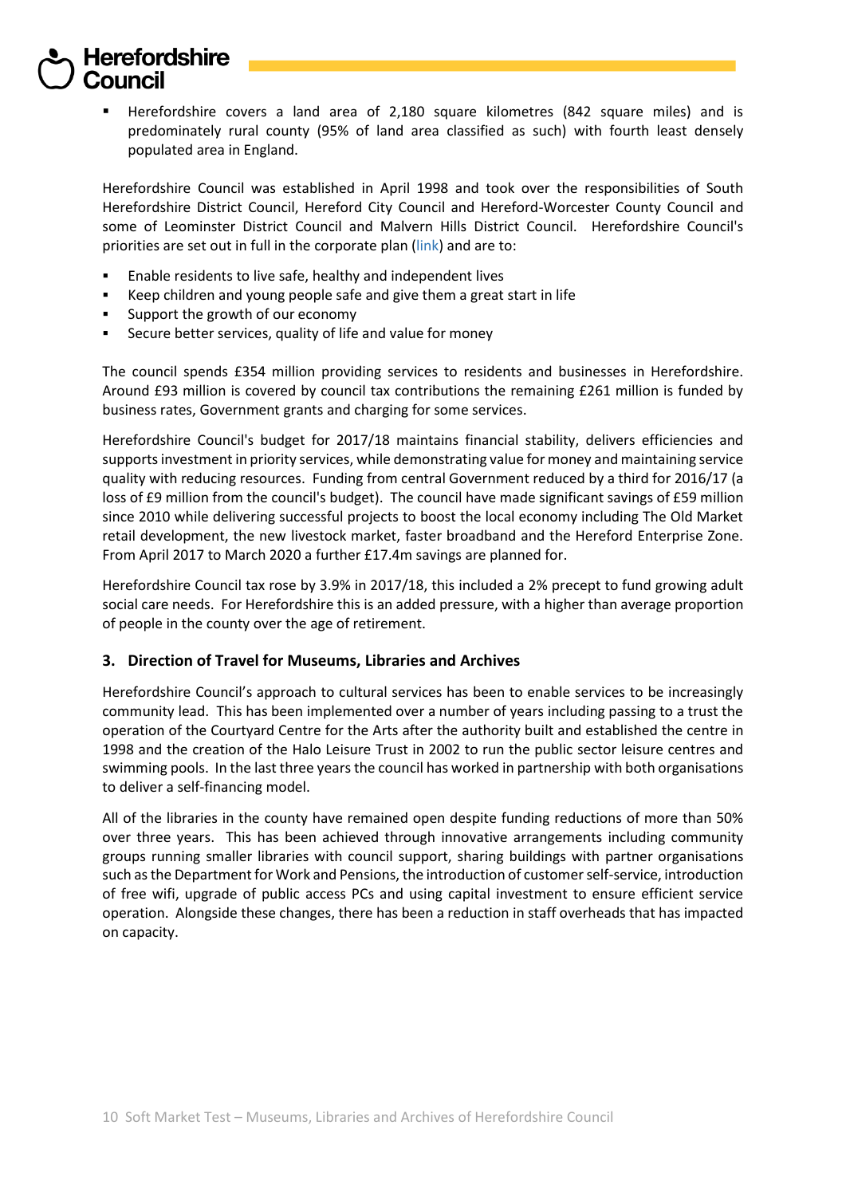- Herefordshire covers a land area of 2,180 square kilometres (842 square miles) and is predominately rural county (95% of land area classified as such) with fourth least densely populated area in England.

Herefordshire Council was established in April 1998 and took over the responsibilities of South Herefordshire District Council, Hereford City Council and Hereford-Worcester County Council and some of Leominster District Council and Malvern Hills District Council. Herefordshire Council's priorities are set out in full in the corporate plan (link) and are to:

- Enable residents to live safe, healthy and independent lives
- Keep children and young people safe and give them a great start in life
- Support the growth of our economy
- Secure better services, quality of life and value for money

The council spends £354 million providing services to residents and businesses in Herefordshire. Around £93 million is covered by council tax contributions the remaining £261 million is funded by business rates, Government grants and charging for some services.

Herefordshire Council's budget for 2017/18 maintains financial stability, delivers efficiencies and supports investment in priority services, while demonstrating value for money and maintaining service quality with reducing resources. Funding from central Government reduced by a third for 2016/17 (a loss of £9 million from the council's budget). The council have made significant savings of £59 million since 2010 while delivering successful projects to boost the local economy including The Old Market retail development, the new livestock market, faster broadband and the Hereford Enterprise Zone. From April 2017 to March 2020 a further £17.4m savings are planned for.

Herefordshire Council tax rose by 3.9% in 2017/18, this included a 2% precept to fund growing adult social care needs. For Herefordshire this is an added pressure, with a higher than average proportion of people in the county over the age of retirement.

## 3. Direction of Travel for Museums, Libraries and Archives

Herefordshire Council's approach to cultural services has been to enable services to be increasingly community lead. This has been implemented over a number of years including passing to a trust the operation of the Courtyard Centre for the Arts after the authority built and established the centre in 1998 and the creation of the Halo Leisure Trust in 2002 to run the public sector leisure centres and swimming pools. In the last three years the council has worked in partnership with both organisations to deliver a self-financing model.

All of the libraries in the county have remained open despite funding reductions of more than 50% over three years. This has been achieved through innovative arrangements including community groups running smaller libraries with council support, sharing buildings with partner organisations such as the Department for Work and Pensions, the introduction of customer self-service, introduction of free wifi, upgrade of public access PCs and using capital investment to ensure efficient service operation. Alongside these changes, there has been a reduction in staff overheads that has impacted on capacity.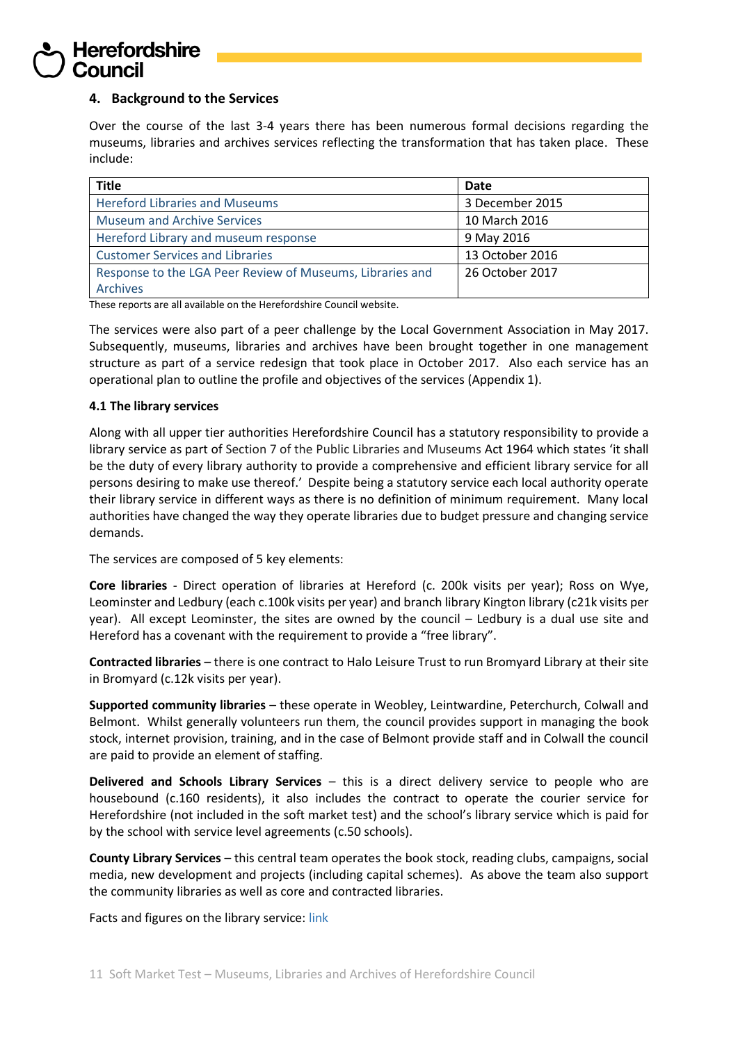## 4. Background to the Services

Over the course of the last 3-4 years there has been numerous formal decisions regarding the museums, libraries and archives services reflecting the transformation that has taken place. These include:

| Title | Date |
|---|---|
| Hereford Libraries and Museums | 3 December 2015 |
| Museum and Archive Services | 10 March 2016 |
| Hereford Library and museum response | 9 May 2016 |
| Customer Services and Libraries | 13 October 2016 |
| Response to the LGA Peer Review of Museums, Libraries and Archives | 26 October 2017 |

These reports are all available on the Herefordshire Council website.

The services were also part of a peer challenge by the Local Government Association in May 2017. Subsequently, museums, libraries and archives have been brought together in one management structure as part of a service redesign that took place in October 2017. Also each service has an operational plan to outline the profile and objectives of the services (Appendix 1).

### 4.1 The library services

Along with all upper tier authorities Herefordshire Council has a statutory responsibility to provide a library service as part of Section 7 of the Public Libraries and Museums Act 1964 which states 'it shall be the duty of every library authority to provide a comprehensive and efficient library service for all persons desiring to make use thereof.' Despite being a statutory service each local authority operate their library service in different ways as there is no definition of minimum requirement. Many local authorities have changed the way they operate libraries due to budget pressure and changing service demands.

The services are composed of 5 key elements:

**Core libraries** - Direct operation of libraries at Hereford (c. 200k visits per year); Ross on Wye, Leominster and Ledbury (each c.100k visits per year) and branch library Kington library (c21k visits per year). All except Leominster, the sites are owned by the council – Ledbury is a dual use site and Hereford has a covenant with the requirement to provide a "free library".

**Contracted libraries** – there is one contract to Halo Leisure Trust to run Bromyard Library at their site in Bromyard (c.12k visits per year).

**Supported community libraries** – these operate in Weobley, Leintwardine, Peterchurch, Colwall and Belmont. Whilst generally volunteers run them, the council provides support in managing the book stock, internet provision, training, and in the case of Belmont provide staff and in Colwall the council are paid to provide an element of staffing.

**Delivered and Schools Library Services** – this is a direct delivery service to people who are housebound (c.160 residents), it also includes the contract to operate the courier service for Herefordshire (not included in the soft market test) and the school's library service which is paid for by the school with service level agreements (c.50 schools).

**County Library Services** – this central team operates the book stock, reading clubs, campaigns, social media, new development and projects (including capital schemes). As above the team also support the community libraries as well as core and contracted libraries.

Facts and figures on the library service: link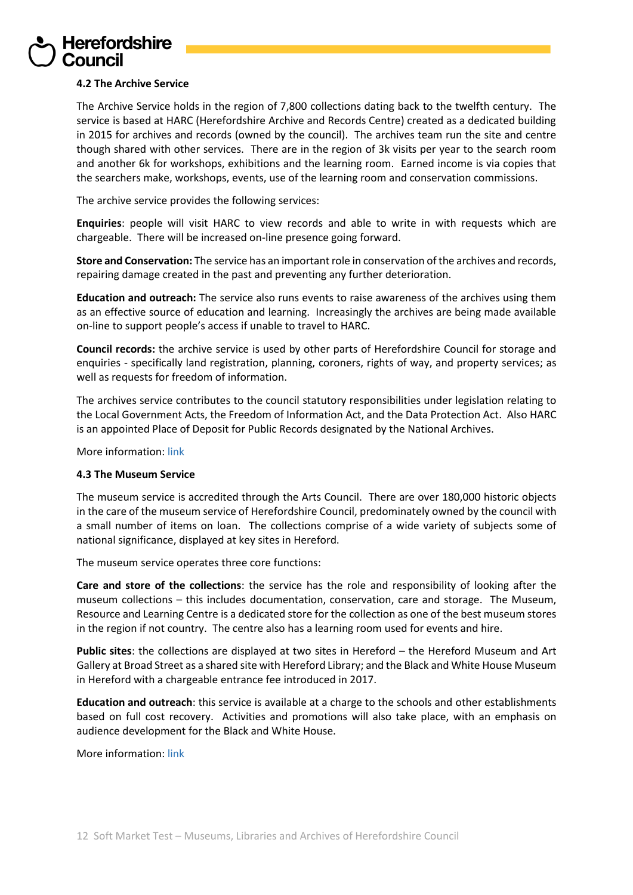#### 4.2 The Archive Service

The Archive Service holds in the region of 7,800 collections dating back to the twelfth century. The service is based at HARC (Herefordshire Archive and Records Centre) created as a dedicated building in 2015 for archives and records (owned by the council). The archives team run the site and centre though shared with other services. There are in the region of 3k visits per year to the search room and another 6k for workshops, exhibitions and the learning room. Earned income is via copies that the searchers make, workshops, events, use of the learning room and conservation commissions.

The archive service provides the following services:

**Enquiries**: people will visit HARC to view records and able to write in with requests which are chargeable. There will be increased on-line presence going forward.

**Store and Conservation:** The service has an important role in conservation of the archives and records, repairing damage created in the past and preventing any further deterioration.

**Education and outreach:** The service also runs events to raise awareness of the archives using them as an effective source of education and learning. Increasingly the archives are being made available on-line to support people's access if unable to travel to HARC.

**Council records:** the archive service is used by other parts of Herefordshire Council for storage and enquiries - specifically land registration, planning, coroners, rights of way, and property services; as well as requests for freedom of information.

The archives service contributes to the council statutory responsibilities under legislation relating to the Local Government Acts, the Freedom of Information Act, and the Data Protection Act. Also HARC is an appointed Place of Deposit for Public Records designated by the National Archives.

More information: link

#### 4.3 The Museum Service

The museum service is accredited through the Arts Council. There are over 180,000 historic objects in the care of the museum service of Herefordshire Council, predominately owned by the council with a small number of items on loan. The collections comprise of a wide variety of subjects some of national significance, displayed at key sites in Hereford.

The museum service operates three core functions:

**Care and store of the collections**: the service has the role and responsibility of looking after the museum collections – this includes documentation, conservation, care and storage. The Museum, Resource and Learning Centre is a dedicated store for the collection as one of the best museum stores in the region if not country. The centre also has a learning room used for events and hire.

**Public sites**: the collections are displayed at two sites in Hereford – the Hereford Museum and Art Gallery at Broad Street as a shared site with Hereford Library; and the Black and White House Museum in Hereford with a chargeable entrance fee introduced in 2017.

**Education and outreach**: this service is available at a charge to the schools and other establishments based on full cost recovery. Activities and promotions will also take place, with an emphasis on audience development for the Black and White House.

More information: link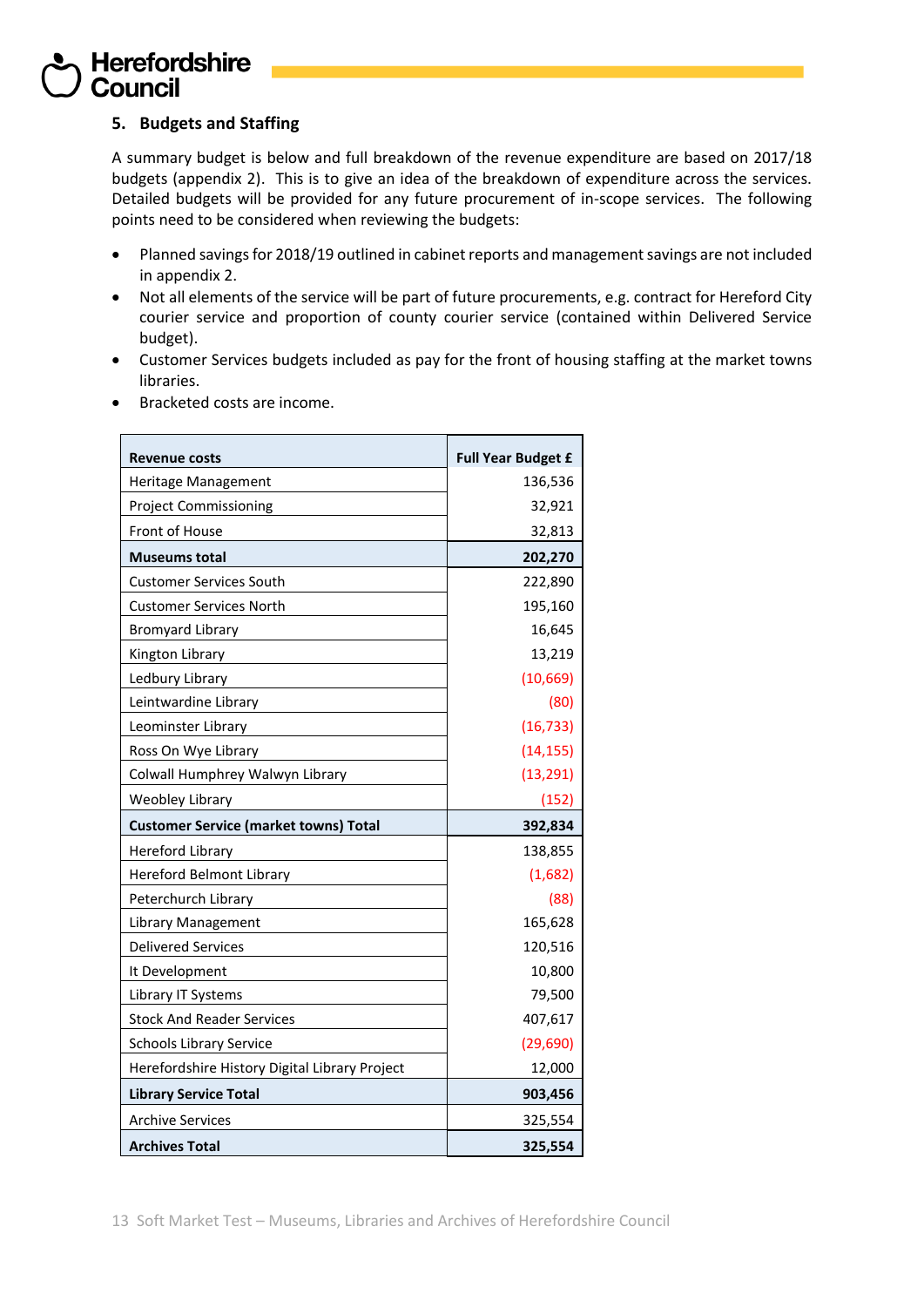## 5. Budgets and Staffing

A summary budget is below and full breakdown of the revenue expenditure are based on 2017/18 budgets (appendix 2). This is to give an idea of the breakdown of expenditure across the services. Detailed budgets will be provided for any future procurement of in-scope services. The following points need to be considered when reviewing the budgets:

- Planned savings for 2018/19 outlined in cabinet reports and management savings are not included in appendix 2.
- Not all elements of the service will be part of future procurements, e.g. contract for Hereford City courier service and proportion of county courier service (contained within Delivered Service budget).
- Customer Services budgets included as pay for the front of housing staffing at the market towns libraries.
- Bracketed costs are income.

| Revenue costs | Full Year Budget £ |
|---|---:|
| Heritage Management | 136,536 |
| Project Commissioning | 32,921 |
| Front of House | 32,813 |
| **Museums total** | **202,270** |
| Customer Services South | 222,890 |
| Customer Services North | 195,160 |
| Bromyard Library | 16,645 |
| Kington Library | 13,219 |
| Ledbury Library | (10,669) |
| Leintwardine Library | (80) |
| Leominster Library | (16,733) |
| Ross On Wye Library | (14,155) |
| Colwall Humphrey Walwyn Library | (13,291) |
| Weobley Library | (152) |
| **Customer Service (market towns) Total** | **392,834** |
| Hereford Library | 138,855 |
| Hereford Belmont Library | (1,682) |
| Peterchurch Library | (88) |
| Library Management | 165,628 |
| Delivered Services | 120,516 |
| It Development | 10,800 |
| Library IT Systems | 79,500 |
| Stock And Reader Services | 407,617 |
| Schools Library Service | (29,690) |
| Herefordshire History Digital Library Project | 12,000 |
| **Library Service Total** | **903,456** |
| Archive Services | 325,554 |
| **Archives Total** | **325,554** |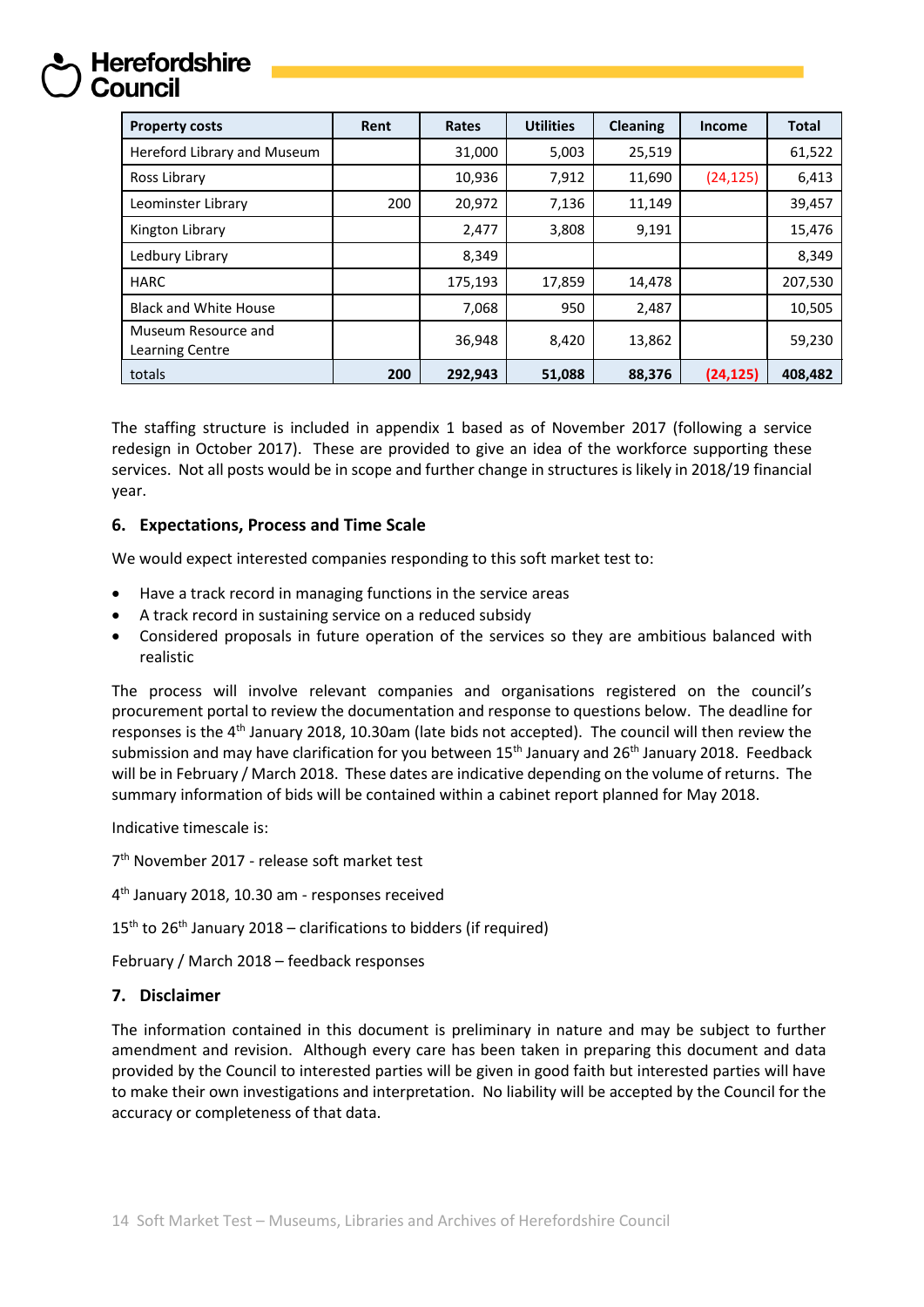| Property costs | Rent | Rates | Utilities | Cleaning | Income | Total |
|---|---|---|---|---|---|---|
| Hereford Library and Museum | | 31,000 | 5,003 | 25,519 | | 61,522 |
| Ross Library | | 10,936 | 7,912 | 11,690 | (24,125) | 6,413 |
| Leominster Library | 200 | 20,972 | 7,136 | 11,149 | | 39,457 |
| Kington Library | | 2,477 | 3,808 | 9,191 | | 15,476 |
| Ledbury Library | | 8,349 | | | | 8,349 |
| HARC | | 175,193 | 17,859 | 14,478 | | 207,530 |
| Black and White House | | 7,068 | 950 | 2,487 | | 10,505 |
| Museum Resource and Learning Centre | | 36,948 | 8,420 | 13,862 | | 59,230 |
| totals | **200** | **292,943** | **51,088** | **88,376** | **(24,125)** | **408,482** |

The staffing structure is included in appendix 1 based as of November 2017 (following a service redesign in October 2017). These are provided to give an idea of the workforce supporting these services. Not all posts would be in scope and further change in structures is likely in 2018/19 financial year.

## 6. Expectations, Process and Time Scale

We would expect interested companies responding to this soft market test to:

- Have a track record in managing functions in the service areas
- A track record in sustaining service on a reduced subsidy
- Considered proposals in future operation of the services so they are ambitious balanced with realistic

The process will involve relevant companies and organisations registered on the council's procurement portal to review the documentation and response to questions below. The deadline for responses is the 4th January 2018, 10.30am (late bids not accepted). The council will then review the submission and may have clarification for you between 15th January and 26th January 2018. Feedback will be in February / March 2018. These dates are indicative depending on the volume of returns. The summary information of bids will be contained within a cabinet report planned for May 2018.

Indicative timescale is:

7th November 2017 - release soft market test

4th January 2018, 10.30 am - responses received

15th to 26th January 2018 – clarifications to bidders (if required)

February / March 2018 – feedback responses

## 7. Disclaimer

The information contained in this document is preliminary in nature and may be subject to further amendment and revision. Although every care has been taken in preparing this document and data provided by the Council to interested parties will be given in good faith but interested parties will have to make their own investigations and interpretation. No liability will be accepted by the Council for the accuracy or completeness of that data.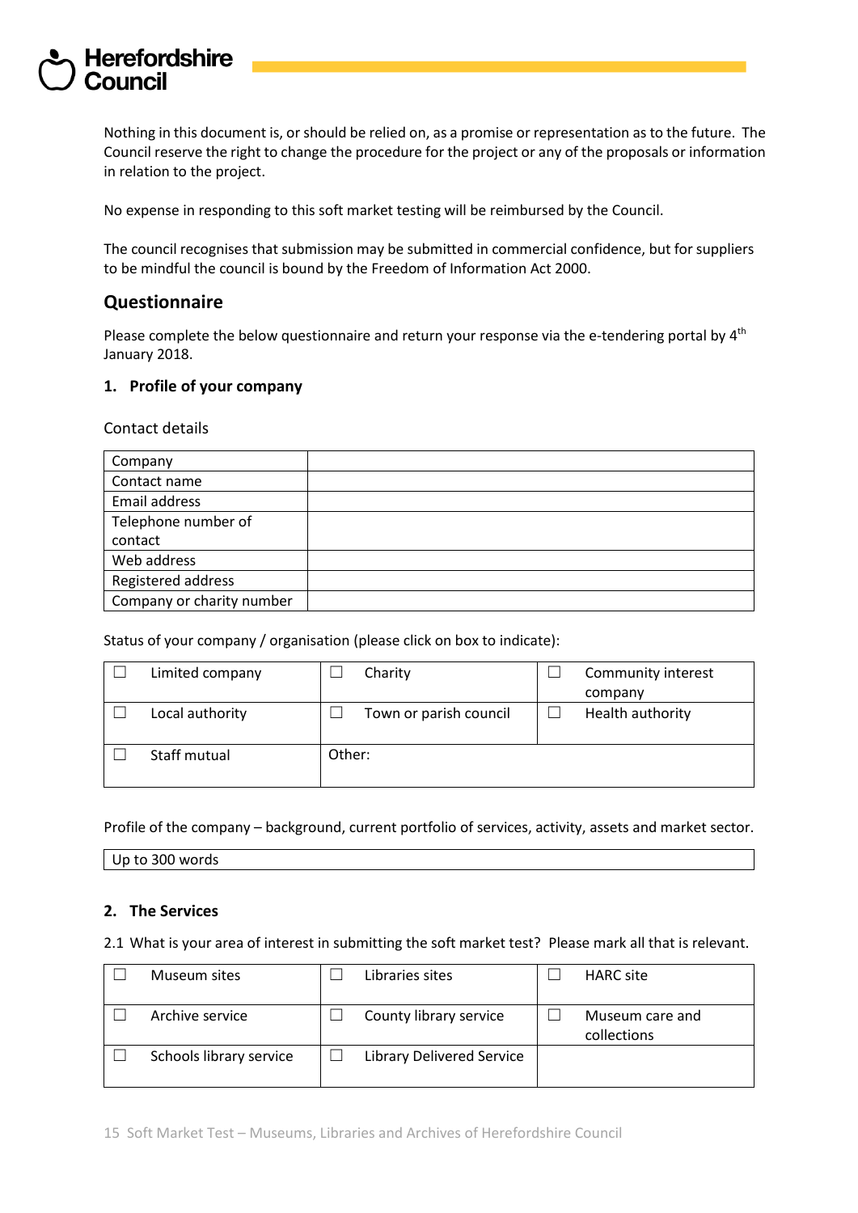Nothing in this document is, or should be relied on, as a promise or representation as to the future. The Council reserve the right to change the procedure for the project or any of the proposals or information in relation to the project.

No expense in responding to this soft market testing will be reimbursed by the Council.

The council recognises that submission may be submitted in commercial confidence, but for suppliers to be mindful the council is bound by the Freedom of Information Act 2000.

## Questionnaire

Please complete the below questionnaire and return your response via the e-tendering portal by 4th January 2018.

### 1. Profile of your company

Contact details

| Company | |
|---|---|
| Contact name | |
| Email address | |
| Telephone number of contact | |
| Web address | |
| Registered address | |
| Company or charity number | |

Status of your company / organisation (please click on box to indicate):

| | | |
|---|---|---|
| ☐ Limited company | ☐ Charity | ☐ Community interest company |
| ☐ Local authority | ☐ Town or parish council | ☐ Health authority |
| ☐ Staff mutual | Other: | |

Profile of the company – background, current portfolio of services, activity, assets and market sector.

| Up to 300 words |
|---|

### 2. The Services

2.1 What is your area of interest in submitting the soft market test? Please mark all that is relevant.

| | | |
|---|---|---|
| ☐ Museum sites | ☐ Libraries sites | ☐ HARC site |
| ☐ Archive service | ☐ County library service | ☐ Museum care and collections |
| ☐ Schools library service | ☐ Library Delivered Service | |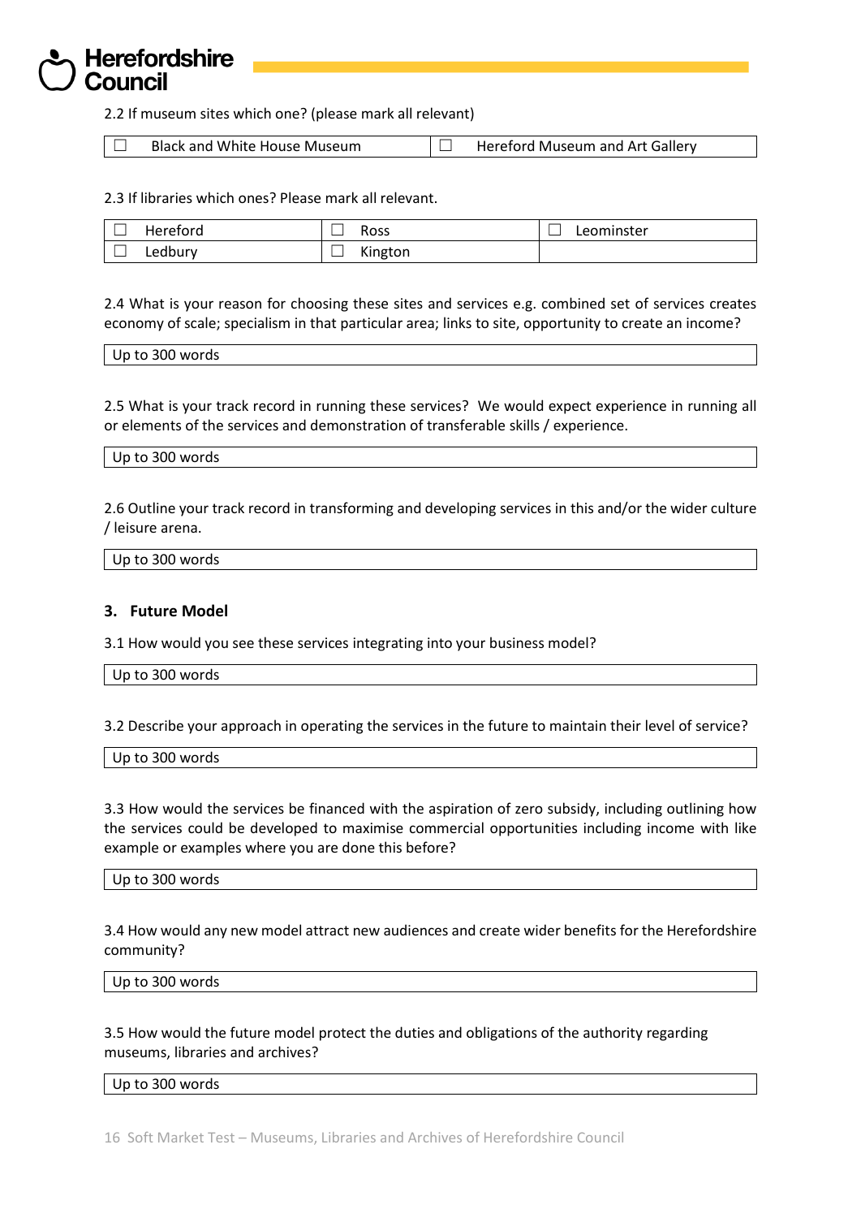2.2 If museum sites which one? (please mark all relevant)

| ☐ Black and White House Museum | ☐ Hereford Museum and Art Gallery |
|---|---|

2.3 If libraries which ones? Please mark all relevant.

| ☐ Hereford | ☐ Ross | ☐ Leominster |
|---|---|---|
| ☐ Ledbury | ☐ Kington | |

2.4 What is your reason for choosing these sites and services e.g. combined set of services creates economy of scale; specialism in that particular area; links to site, opportunity to create an income?

| Up to 300 words |
|---|

2.5 What is your track record in running these services? We would expect experience in running all or elements of the services and demonstration of transferable skills / experience.

| Up to 300 words |
|---|

2.6 Outline your track record in transforming and developing services in this and/or the wider culture / leisure arena.

| Up to 300 words |
|---|

### 3. Future Model

3.1 How would you see these services integrating into your business model?

| Up to 300 words |
|---|

3.2 Describe your approach in operating the services in the future to maintain their level of service?

| Up to 300 words |
|---|

3.3 How would the services be financed with the aspiration of zero subsidy, including outlining how the services could be developed to maximise commercial opportunities including income with like example or examples where you are done this before?

| Up to 300 words |
|---|

3.4 How would any new model attract new audiences and create wider benefits for the Herefordshire community?

| Up to 300 words |
|---|

3.5 How would the future model protect the duties and obligations of the authority regarding museums, libraries and archives?

| Up to 300 words |
|---|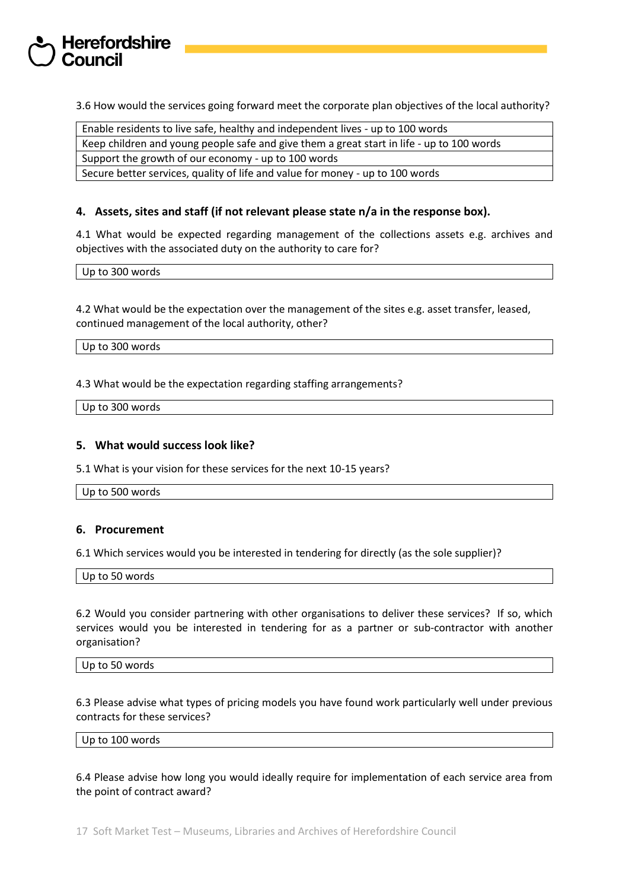3.6 How would the services going forward meet the corporate plan objectives of the local authority?

| Enable residents to live safe, healthy and independent lives - up to 100 words |
|---|
| Keep children and young people safe and give them a great start in life - up to 100 words |
| Support the growth of our economy - up to 100 words |
| Secure better services, quality of life and value for money - up to 100 words |

## 4. Assets, sites and staff (if not relevant please state n/a in the response box).

4.1 What would be expected regarding management of the collections assets e.g. archives and objectives with the associated duty on the authority to care for?

| Up to 300 words |
|---|

4.2 What would be the expectation over the management of the sites e.g. asset transfer, leased, continued management of the local authority, other?

| Up to 300 words |
|---|

4.3 What would be the expectation regarding staffing arrangements?

| Up to 300 words |
|---|

## 5. What would success look like?

5.1 What is your vision for these services for the next 10-15 years?

| Up to 500 words |
|---|

## 6. Procurement

6.1 Which services would you be interested in tendering for directly (as the sole supplier)?

| Up to 50 words |
|---|

6.2 Would you consider partnering with other organisations to deliver these services? If so, which services would you be interested in tendering for as a partner or sub-contractor with another organisation?

| Up to 50 words |
|---|

6.3 Please advise what types of pricing models you have found work particularly well under previous contracts for these services?

| Up to 100 words |
|---|

6.4 Please advise how long you would ideally require for implementation of each service area from the point of contract award?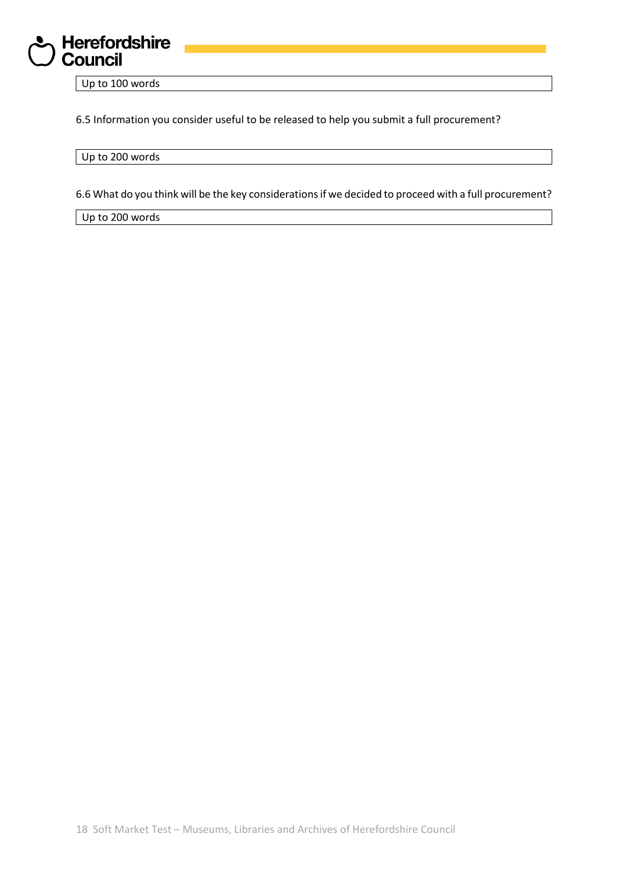| Up to 100 words |
|---|

6.5 Information you consider useful to be released to help you submit a full procurement?

| Up to 200 words |
|---|

6.6 What do you think will be the key considerations if we decided to proceed with a full procurement?

| Up to 200 words |
|---|